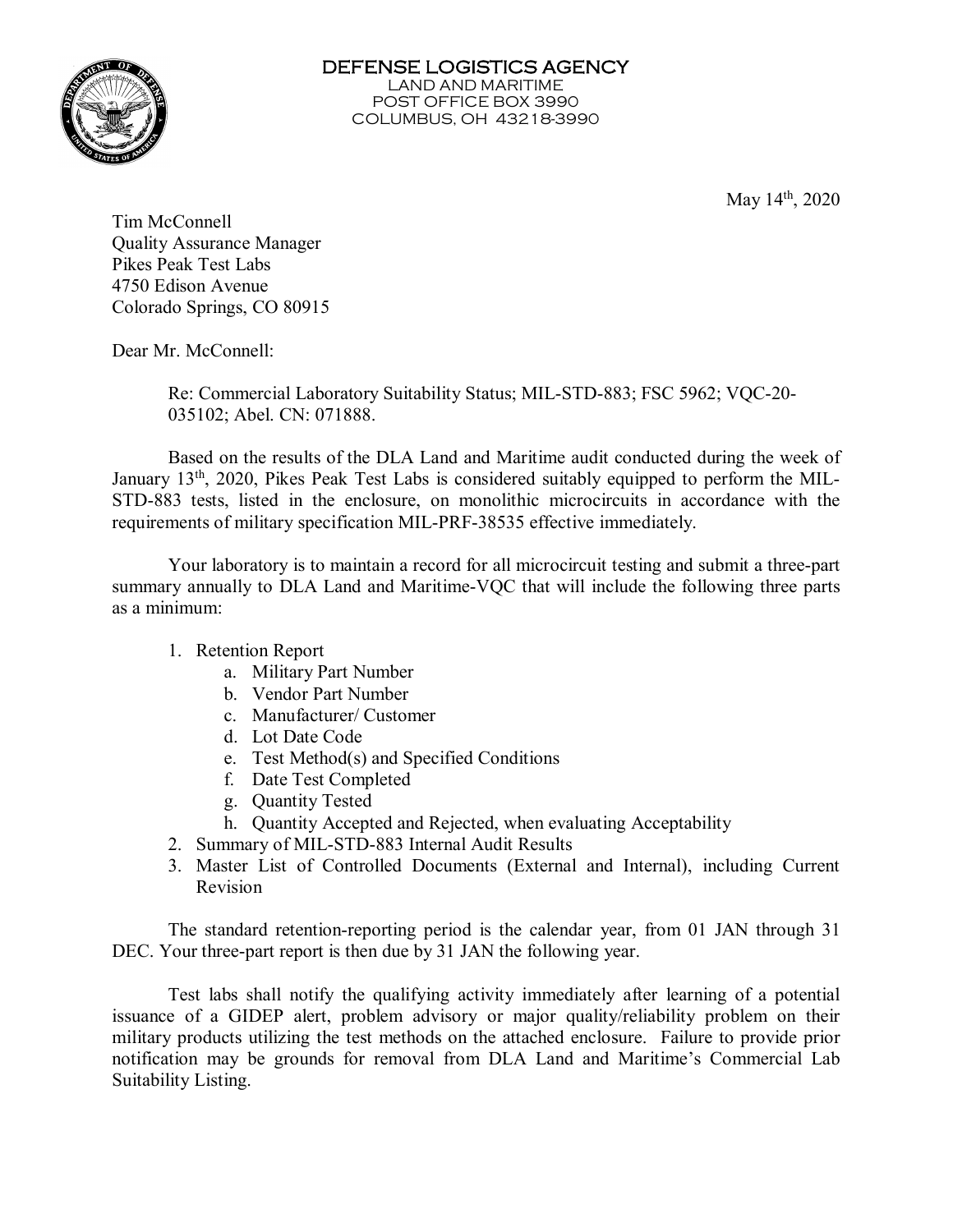**DEFENSE LOGISTICS AGENCY**
LAND AND MARITIME
POST OFFICE BOX 3990
COLUMBUS, OH 43218-3990

May 14th, 2020

Tim McConnell
Quality Assurance Manager
Pikes Peak Test Labs
4750 Edison Avenue
Colorado Springs, CO 80915

Dear Mr. McConnell:

Re: Commercial Laboratory Suitability Status; MIL-STD-883; FSC 5962; VQC-20-035102; Abel. CN: 071888.

Based on the results of the DLA Land and Maritime audit conducted during the week of January 13th, 2020, Pikes Peak Test Labs is considered suitably equipped to perform the MIL-STD-883 tests, listed in the enclosure, on monolithic microcircuits in accordance with the requirements of military specification MIL-PRF-38535 effective immediately.

Your laboratory is to maintain a record for all microcircuit testing and submit a three-part summary annually to DLA Land and Maritime-VQC that will include the following three parts as a minimum:

1. Retention Report
   a. Military Part Number
   b. Vendor Part Number
   c. Manufacturer/ Customer
   d. Lot Date Code
   e. Test Method(s) and Specified Conditions
   f. Date Test Completed
   g. Quantity Tested
   h. Quantity Accepted and Rejected, when evaluating Acceptability
2. Summary of MIL-STD-883 Internal Audit Results
3. Master List of Controlled Documents (External and Internal), including Current Revision

The standard retention-reporting period is the calendar year, from 01 JAN through 31 DEC. Your three-part report is then due by 31 JAN the following year.

Test labs shall notify the qualifying activity immediately after learning of a potential issuance of a GIDEP alert, problem advisory or major quality/reliability problem on their military products utilizing the test methods on the attached enclosure. Failure to provide prior notification may be grounds for removal from DLA Land and Maritime's Commercial Lab Suitability Listing.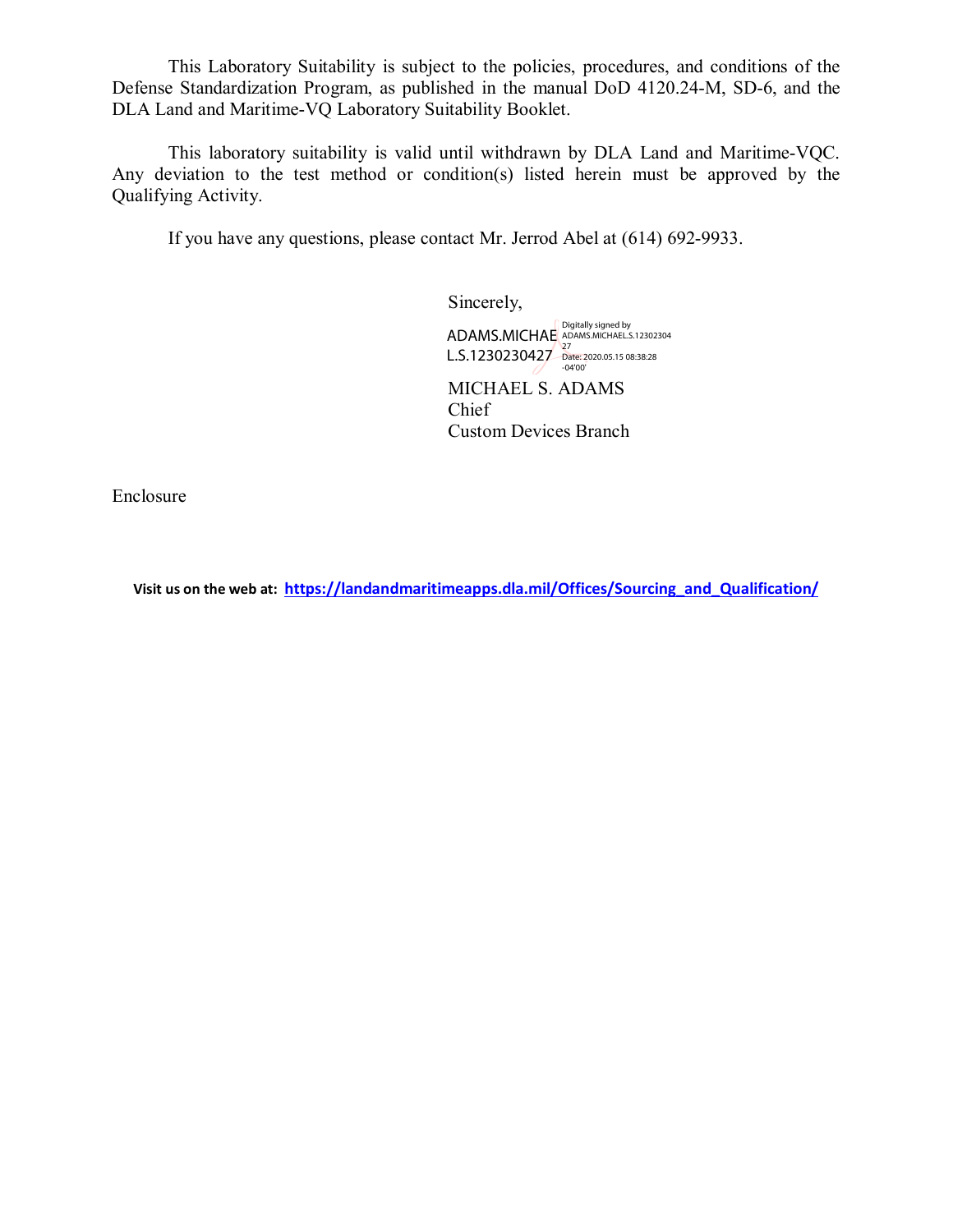This Laboratory Suitability is subject to the policies, procedures, and conditions of the Defense Standardization Program, as published in the manual DoD 4120.24-M, SD-6, and the DLA Land and Maritime-VQ Laboratory Suitability Booklet.

This laboratory suitability is valid until withdrawn by DLA Land and Maritime-VQC. Any deviation to the test method or condition(s) listed herein must be approved by the Qualifying Activity.

If you have any questions, please contact Mr. Jerrod Abel at (614) 692-9933.

Sincerely,

ADAMS.MICHAEL.S.1230230427 Digitally signed by ADAMS.MICHAEL.S.1230230427 Date: 2020.05.15 08:38:28 -04'00'

MICHAEL S. ADAMS
Chief
Custom Devices Branch

Enclosure

**Visit us on the web at:** https://landandmaritimeapps.dla.mil/Offices/Sourcing_and_Qualification/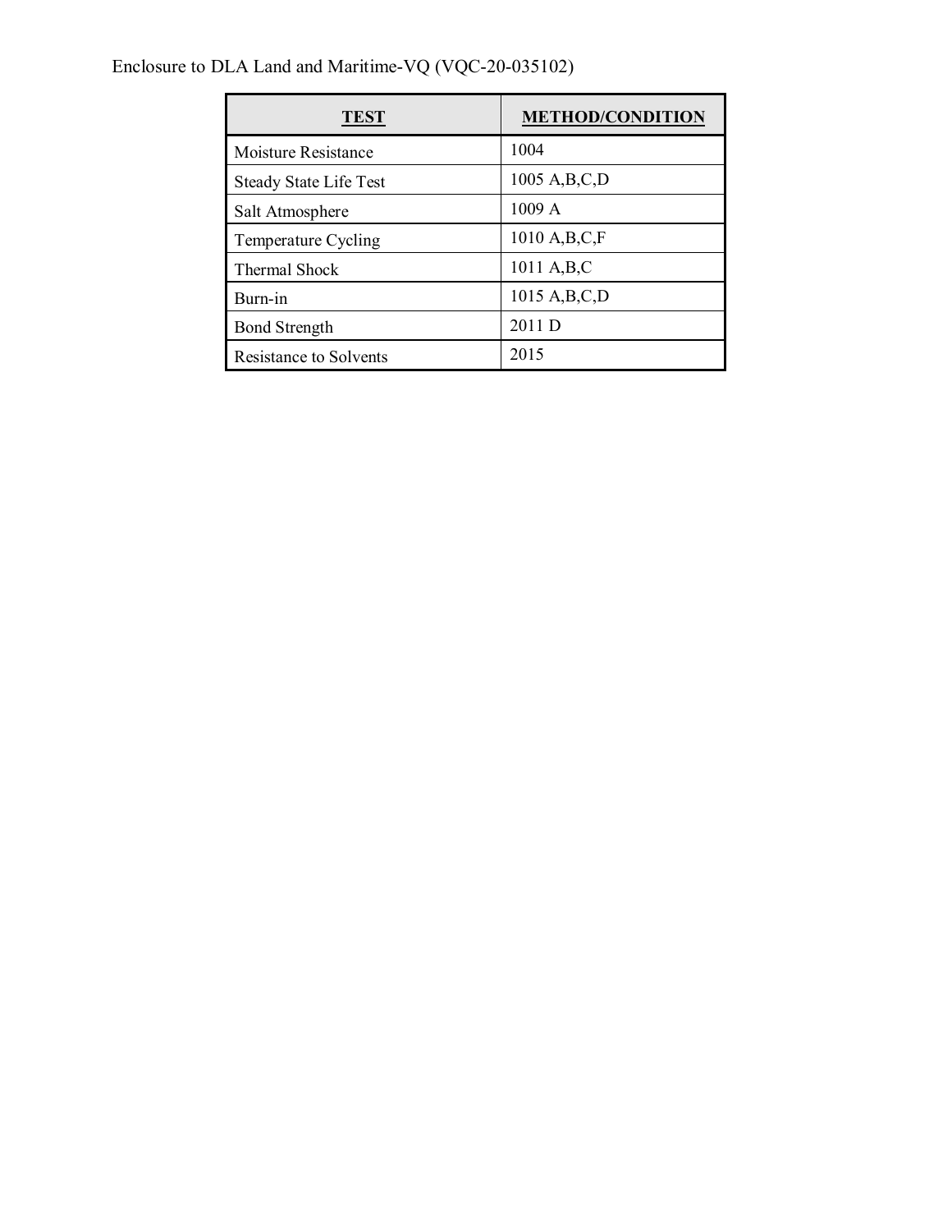Enclosure to DLA Land and Maritime-VQ (VQC-20-035102)

| **TEST** | **METHOD/CONDITION** |
| --- | --- |
| Moisture Resistance | 1004 |
| Steady State Life Test | 1005 A,B,C,D |
| Salt Atmosphere | 1009 A |
| Temperature Cycling | 1010 A,B,C,F |
| Thermal Shock | 1011 A,B,C |
| Burn-in | 1015 A,B,C,D |
| Bond Strength | 2011 D |
| Resistance to Solvents | 2015 |